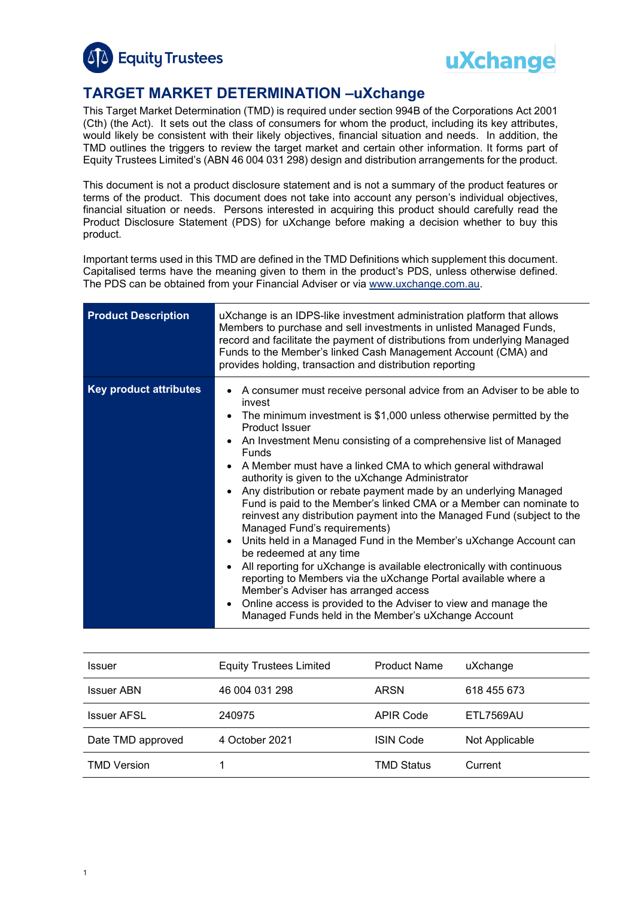# TARGET MARKET DETERMINATION –uXchange

This Target Market Determination (TMD) is required under section 994B of the Corporations Act 2001 (Cth) (the Act). It sets out the class of consumers for whom the product, including its key attributes, would likely be consistent with their likely objectives, financial situation and needs. In addition, the TMD outlines the triggers to review the target market and certain other information. It forms part of Equity Trustees Limited's (ABN 46 004 031 298) design and distribution arrangements for the product.

This document is not a product disclosure statement and is not a summary of the product features or terms of the product. This document does not take into account any person's individual objectives, financial situation or needs. Persons interested in acquiring this product should carefully read the Product Disclosure Statement (PDS) for uXchange before making a decision whether to buy this product.

Important terms used in this TMD are defined in the TMD Definitions which supplement this document. Capitalised terms have the meaning given to them in the product's PDS, unless otherwise defined. The PDS can be obtained from your Financial Adviser or via www.uxchange.com.au.

| **Product Description** | uXchange is an IDPS-like investment administration platform that allows Members to purchase and sell investments in unlisted Managed Funds, record and facilitate the payment of distributions from underlying Managed Funds to the Member's linked Cash Management Account (CMA) and provides holding, transaction and distribution reporting |
|---|---|
| **Key product attributes** | • A consumer must receive personal advice from an Adviser to be able to invest<br>• The minimum investment is $1,000 unless otherwise permitted by the Product Issuer<br>• An Investment Menu consisting of a comprehensive list of Managed Funds<br>• A Member must have a linked CMA to which general withdrawal authority is given to the uXchange Administrator<br>• Any distribution or rebate payment made by an underlying Managed Fund is paid to the Member's linked CMA or a Member can nominate to reinvest any distribution payment into the Managed Fund (subject to the Managed Fund's requirements)<br>• Units held in a Managed Fund in the Member's uXchange Account can be redeemed at any time<br>• All reporting for uXchange is available electronically with continuous reporting to Members via the uXchange Portal available where a Member's Adviser has arranged access<br>• Online access is provided to the Adviser to view and manage the Managed Funds held in the Member's uXchange Account |

| Issuer | Equity Trustees Limited | Product Name | uXchange |
|---|---|---|---|
| Issuer ABN | 46 004 031 298 | ARSN | 618 455 673 |
| Issuer AFSL | 240975 | APIR Code | ETL7569AU |
| Date TMD approved | 4 October 2021 | ISIN Code | Not Applicable |
| TMD Version | 1 | TMD Status | Current |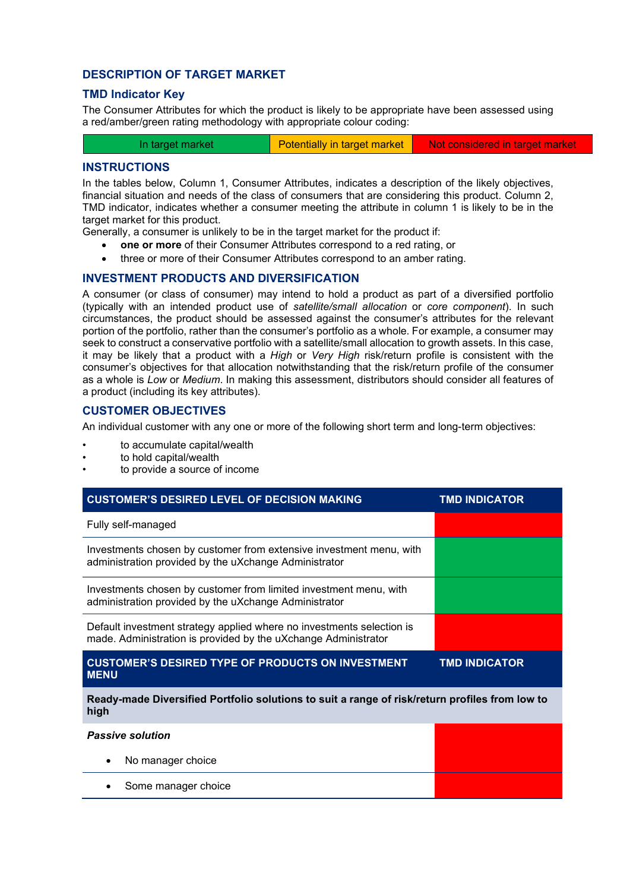## DESCRIPTION OF TARGET MARKET

### TMD Indicator Key

The Consumer Attributes for which the product is likely to be appropriate have been assessed using a red/amber/green rating methodology with appropriate colour coding:

| In target market | Potentially in target market | Not considered in target market |
|---|---|---|

### INSTRUCTIONS

In the tables below, Column 1, Consumer Attributes, indicates a description of the likely objectives, financial situation and needs of the class of consumers that are considering this product. Column 2, TMD indicator, indicates whether a consumer meeting the attribute in column 1 is likely to be in the target market for this product.

Generally, a consumer is unlikely to be in the target market for the product if:

- **one or more** of their Consumer Attributes correspond to a red rating, or
- three or more of their Consumer Attributes correspond to an amber rating.

### INVESTMENT PRODUCTS AND DIVERSIFICATION

A consumer (or class of consumer) may intend to hold a product as part of a diversified portfolio (typically with an intended product use of *satellite/small allocation* or *core component*). In such circumstances, the product should be assessed against the consumer's attributes for the relevant portion of the portfolio, rather than the consumer's portfolio as a whole. For example, a consumer may seek to construct a conservative portfolio with a satellite/small allocation to growth assets. In this case, it may be likely that a product with a *High* or *Very High* risk/return profile is consistent with the consumer's objectives for that allocation notwithstanding that the risk/return profile of the consumer as a whole is *Low* or *Medium*. In making this assessment, distributors should consider all features of a product (including its key attributes).

### CUSTOMER OBJECTIVES

An individual customer with any one or more of the following short term and long-term objectives:

- to accumulate capital/wealth
- to hold capital/wealth
- to provide a source of income

| CUSTOMER'S DESIRED LEVEL OF DECISION MAKING | TMD INDICATOR |
|---|---|
| Fully self-managed | Not considered in target market (red) |
| Investments chosen by customer from extensive investment menu, with administration provided by the uXchange Administrator | In target market (green) |
| Investments chosen by customer from limited investment menu, with administration provided by the uXchange Administrator | In target market (green) |
| Default investment strategy applied where no investments selection is made. Administration is provided by the uXchange Administrator | Not considered in target market (red) |
| **CUSTOMER'S DESIRED TYPE OF PRODUCTS ON INVESTMENT MENU** | **TMD INDICATOR** |
| **Ready-made Diversified Portfolio solutions to suit a range of risk/return profiles from low to high** | |
| ***Passive solution*** | |
| • No manager choice | Not considered in target market (red) |
| • Some manager choice | Not considered in target market (red) |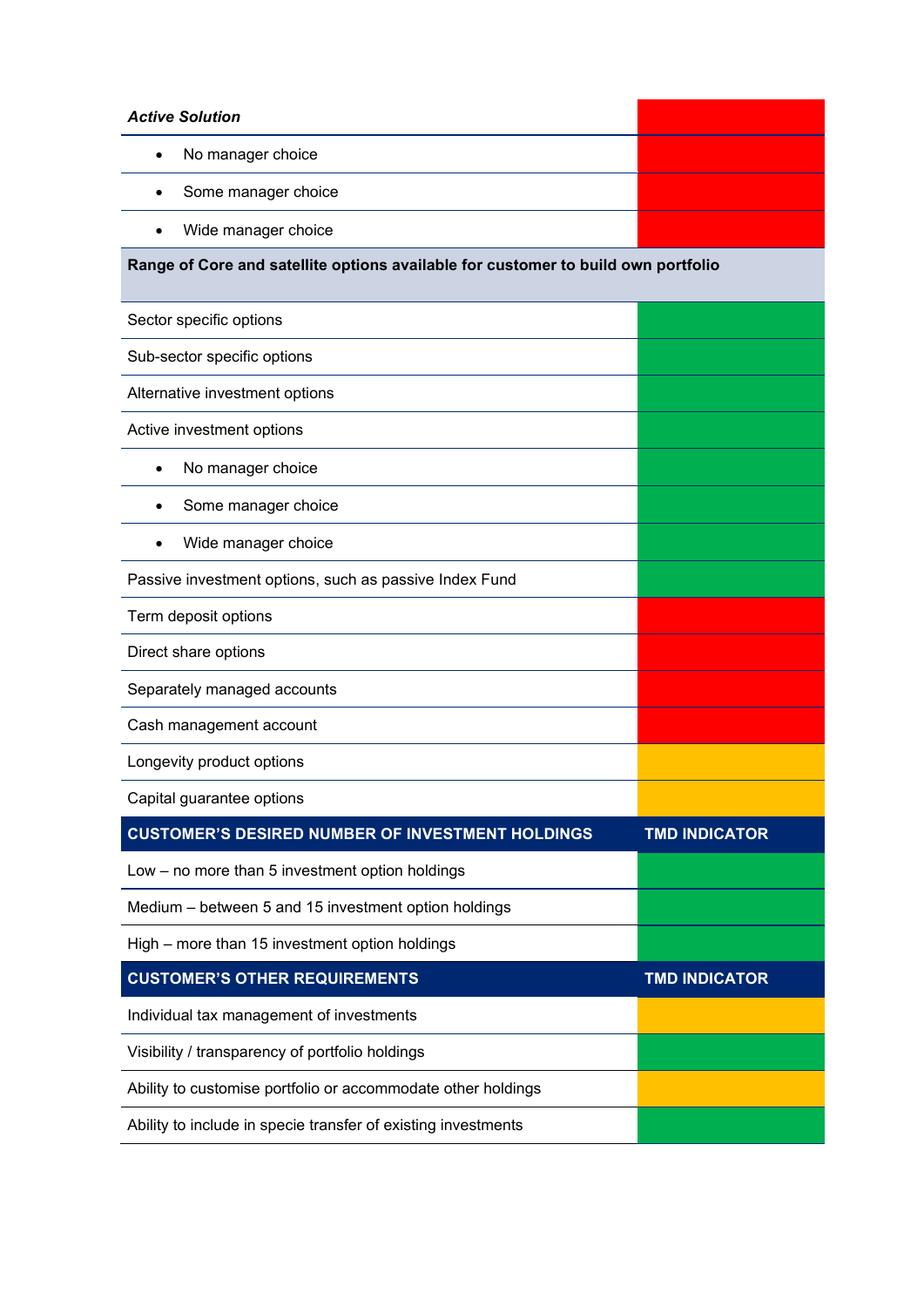| | TMD INDICATOR |
|---|---|
| ***Active Solution*** | Red |
| • No manager choice | Red |
| • Some manager choice | Red |
| • Wide manager choice | Red |
| **Range of Core and satellite options available for customer to build own portfolio** | |
| Sector specific options | Green |
| Sub-sector specific options | Green |
| Alternative investment options | Green |
| Active investment options | Green |
| • No manager choice | Green |
| • Some manager choice | Green |
| • Wide manager choice | Green |
| Passive investment options, such as passive Index Fund | Green |
| Term deposit options | Red |
| Direct share options | Red |
| Separately managed accounts | Red |
| Cash management account | Red |
| Longevity product options | Amber |
| Capital guarantee options | Amber |

| CUSTOMER'S DESIRED NUMBER OF INVESTMENT HOLDINGS | TMD INDICATOR |
|---|---|
| Low – no more than 5 investment option holdings | Green |
| Medium – between 5 and 15 investment option holdings | Green |
| High – more than 15 investment option holdings | Green |

| CUSTOMER'S OTHER REQUIREMENTS | TMD INDICATOR |
|---|---|
| Individual tax management of investments | Amber |
| Visibility / transparency of portfolio holdings | Green |
| Ability to customise portfolio or accommodate other holdings | Amber |
| Ability to include in specie transfer of existing investments | Green |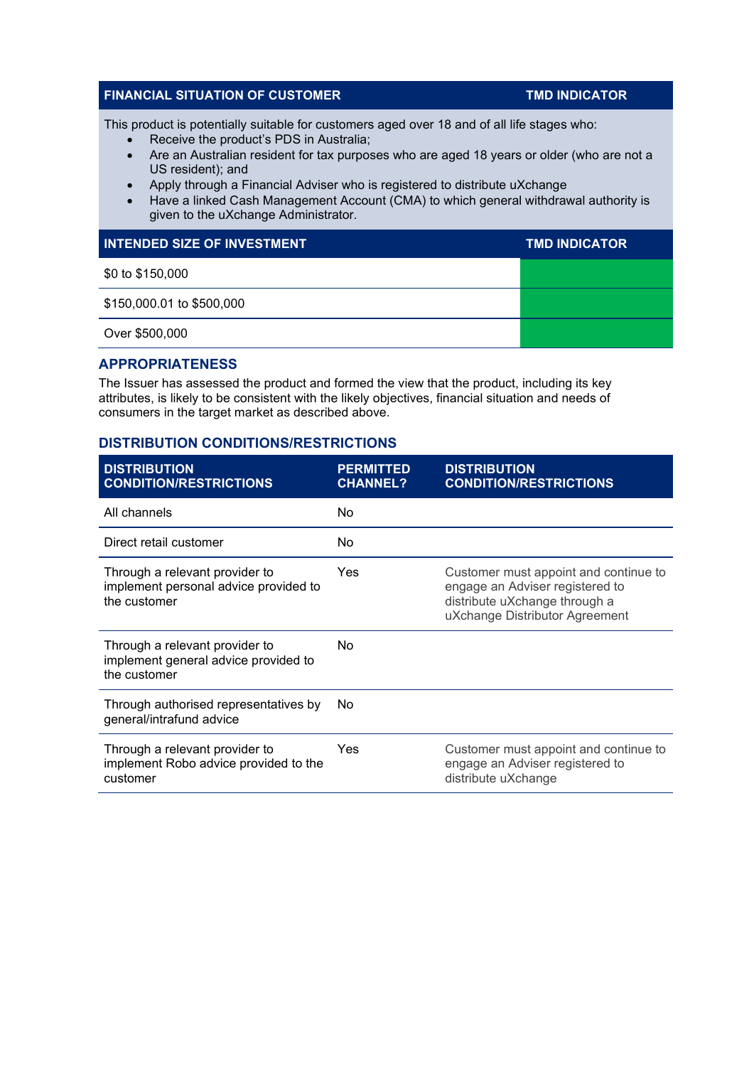| FINANCIAL SITUATION OF CUSTOMER | TMD INDICATOR |
| --- | --- |

This product is potentially suitable for customers aged over 18 and of all life stages who:

- Receive the product's PDS in Australia;
- Are an Australian resident for tax purposes who are aged 18 years or older (who are not a US resident); and
- Apply through a Financial Adviser who is registered to distribute uXchange
- Have a linked Cash Management Account (CMA) to which general withdrawal authority is given to the uXchange Administrator.

| INTENDED SIZE OF INVESTMENT | TMD INDICATOR |
| --- | --- |
| $0 to $150,000 | |
| $150,000.01 to $500,000 | |
| Over $500,000 | |

## APPROPRIATENESS

The Issuer has assessed the product and formed the view that the product, including its key attributes, is likely to be consistent with the likely objectives, financial situation and needs of consumers in the target market as described above.

## DISTRIBUTION CONDITIONS/RESTRICTIONS

| DISTRIBUTION CONDITION/RESTRICTIONS | PERMITTED CHANNEL? | DISTRIBUTION CONDITION/RESTRICTIONS |
| --- | --- | --- |
| All channels | No | |
| Direct retail customer | No | |
| Through a relevant provider to implement personal advice provided to the customer | Yes | Customer must appoint and continue to engage an Adviser registered to distribute uXchange through a uXchange Distributor Agreement |
| Through a relevant provider to implement general advice provided to the customer | No | |
| Through authorised representatives by general/intrafund advice | No | |
| Through a relevant provider to implement Robo advice provided to the customer | Yes | Customer must appoint and continue to engage an Adviser registered to distribute uXchange |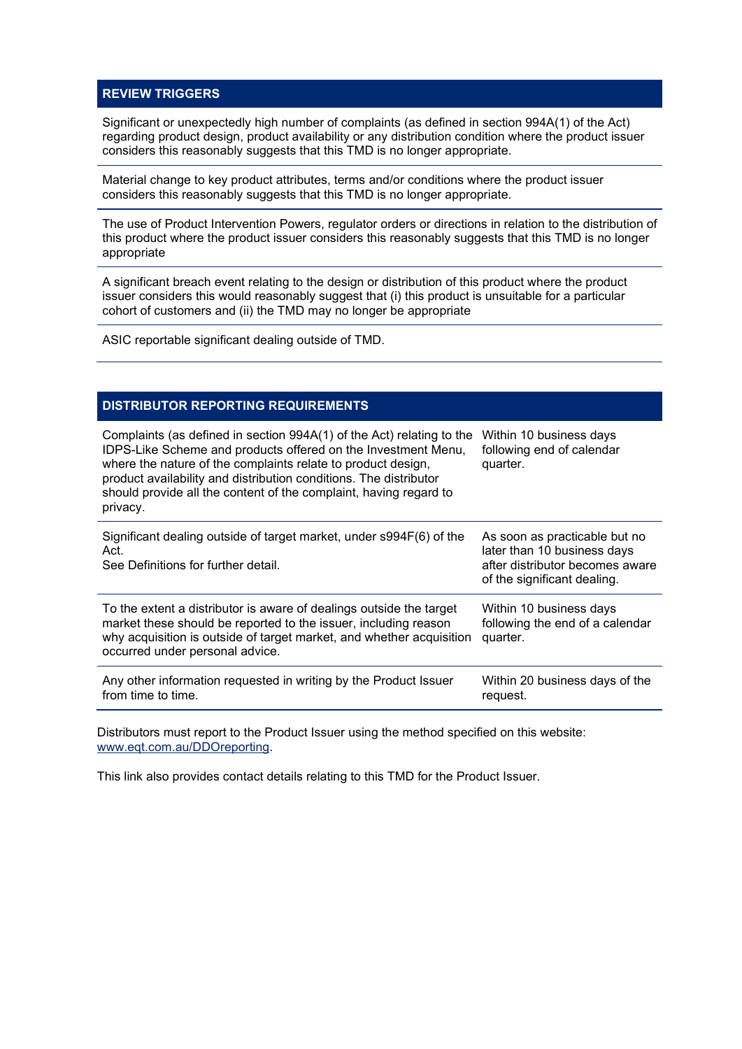## REVIEW TRIGGERS

Significant or unexpectedly high number of complaints (as defined in section 994A(1) of the Act) regarding product design, product availability or any distribution condition where the product issuer considers this reasonably suggests that this TMD is no longer appropriate.

Material change to key product attributes, terms and/or conditions where the product issuer considers this reasonably suggests that this TMD is no longer appropriate.

The use of Product Intervention Powers, regulator orders or directions in relation to the distribution of this product where the product issuer considers this reasonably suggests that this TMD is no longer appropriate

A significant breach event relating to the design or distribution of this product where the product issuer considers this would reasonably suggest that (i) this product is unsuitable for a particular cohort of customers and (ii) the TMD may no longer be appropriate

ASIC reportable significant dealing outside of TMD.

## DISTRIBUTOR REPORTING REQUIREMENTS

| | |
|---|---|
| Complaints (as defined in section 994A(1) of the Act) relating to the IDPS-Like Scheme and products offered on the Investment Menu, where the nature of the complaints relate to product design, product availability and distribution conditions. The distributor should provide all the content of the complaint, having regard to privacy. | Within 10 business days following end of calendar quarter. |
| Significant dealing outside of target market, under s994F(6) of the Act.<br>See Definitions for further detail. | As soon as practicable but no later than 10 business days after distributor becomes aware of the significant dealing. |
| To the extent a distributor is aware of dealings outside the target market these should be reported to the issuer, including reason why acquisition is outside of target market, and whether acquisition occurred under personal advice. | Within 10 business days following the end of a calendar quarter. |
| Any other information requested in writing by the Product Issuer from time to time. | Within 20 business days of the request. |

Distributors must report to the Product Issuer using the method specified on this website: www.eqt.com.au/DDOreporting.

This link also provides contact details relating to this TMD for the Product Issuer.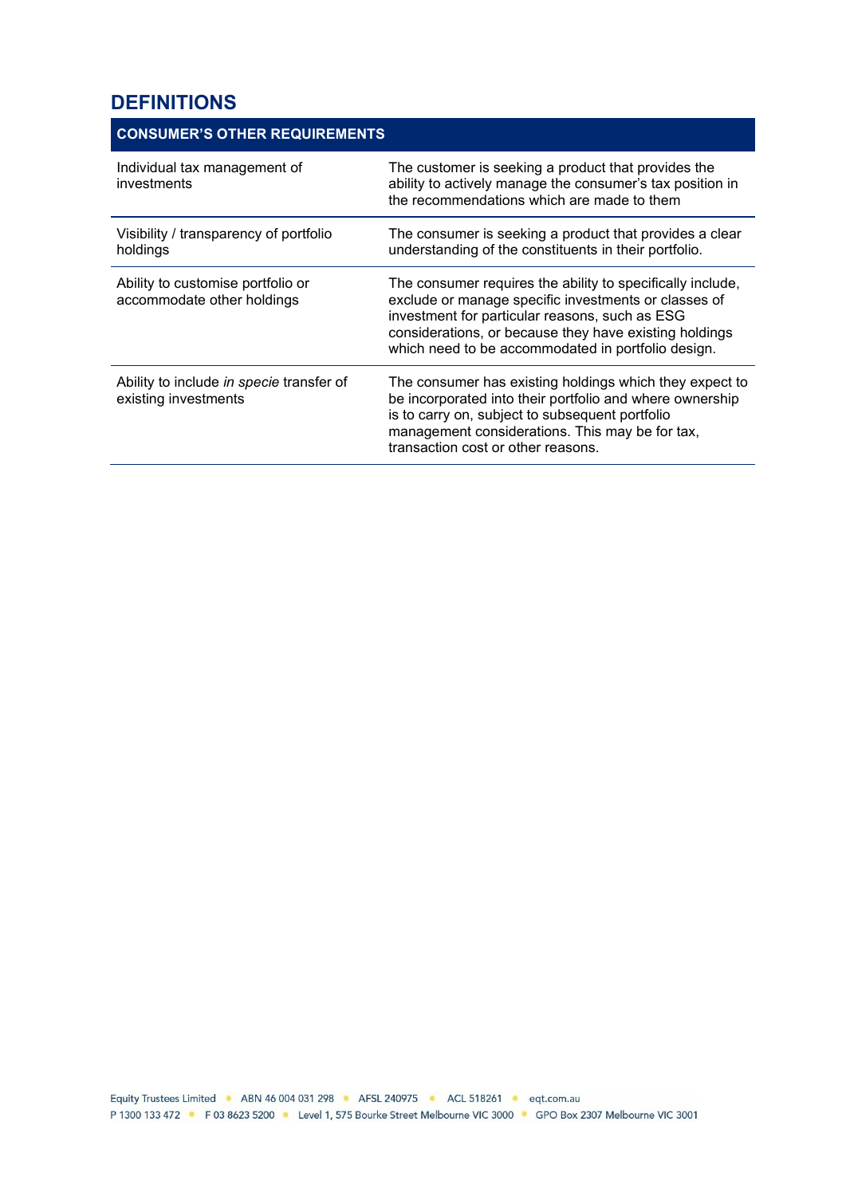# DEFINITIONS

| CONSUMER'S OTHER REQUIREMENTS | |
|---|---|
| Individual tax management of investments | The customer is seeking a product that provides the ability to actively manage the consumer's tax position in the recommendations which are made to them |
| Visibility / transparency of portfolio holdings | The consumer is seeking a product that provides a clear understanding of the constituents in their portfolio. |
| Ability to customise portfolio or accommodate other holdings | The consumer requires the ability to specifically include, exclude or manage specific investments or classes of investment for particular reasons, such as ESG considerations, or because they have existing holdings which need to be accommodated in portfolio design. |
| Ability to include *in specie* transfer of existing investments | The consumer has existing holdings which they expect to be incorporated into their portfolio and where ownership is to carry on, subject to subsequent portfolio management considerations. This may be for tax, transaction cost or other reasons. |

Equity Trustees Limited • ABN 46 004 031 298 • AFSL 240975 • ACL 518261 • eqt.com.au
P 1300 133 472 • F 03 8623 5200 • Level 1, 575 Bourke Street Melbourne VIC 3000 • GPO Box 2307 Melbourne VIC 3001